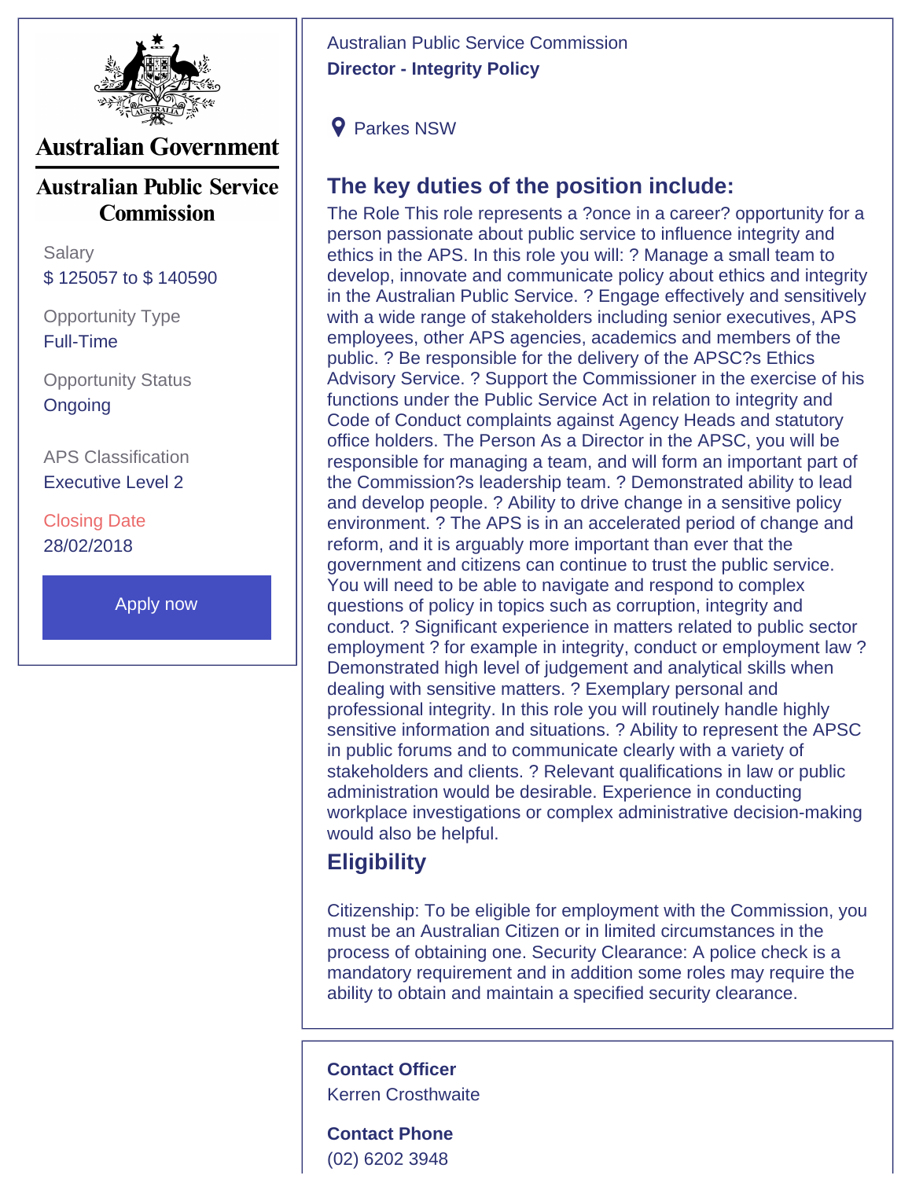Australian Government

Australian Public Service Commission

Salary

$ 125057 to $ 140590

Opportunity Type

Full-Time

Opportunity Status

Ongoing

APS Classification

Executive Level 2

Closing Date

28/02/2018

Apply now

Australian Public Service Commission

**Director - Integrity Policy**

Parkes NSW

## The key duties of the position include:

The Role This role represents a ?once in a career? opportunity for a person passionate about public service to influence integrity and ethics in the APS. In this role you will: ? Manage a small team to develop, innovate and communicate policy about ethics and integrity in the Australian Public Service. ? Engage effectively and sensitively with a wide range of stakeholders including senior executives, APS employees, other APS agencies, academics and members of the public. ? Be responsible for the delivery of the APSC?s Ethics Advisory Service. ? Support the Commissioner in the exercise of his functions under the Public Service Act in relation to integrity and Code of Conduct complaints against Agency Heads and statutory office holders. The Person As a Director in the APSC, you will be responsible for managing a team, and will form an important part of the Commission?s leadership team. ? Demonstrated ability to lead and develop people. ? Ability to drive change in a sensitive policy environment. ? The APS is in an accelerated period of change and reform, and it is arguably more important than ever that the government and citizens can continue to trust the public service. You will need to be able to navigate and respond to complex questions of policy in topics such as corruption, integrity and conduct. ? Significant experience in matters related to public sector employment ? for example in integrity, conduct or employment law ? Demonstrated high level of judgement and analytical skills when dealing with sensitive matters. ? Exemplary personal and professional integrity. In this role you will routinely handle highly sensitive information and situations. ? Ability to represent the APSC in public forums and to communicate clearly with a variety of stakeholders and clients. ? Relevant qualifications in law or public administration would be desirable. Experience in conducting workplace investigations or complex administrative decision-making would also be helpful.

## Eligibility

Citizenship: To be eligible for employment with the Commission, you must be an Australian Citizen or in limited circumstances in the process of obtaining one. Security Clearance: A police check is a mandatory requirement and in addition some roles may require the ability to obtain and maintain a specified security clearance.

**Contact Officer**

Kerren Crosthwaite

**Contact Phone**

(02) 6202 3948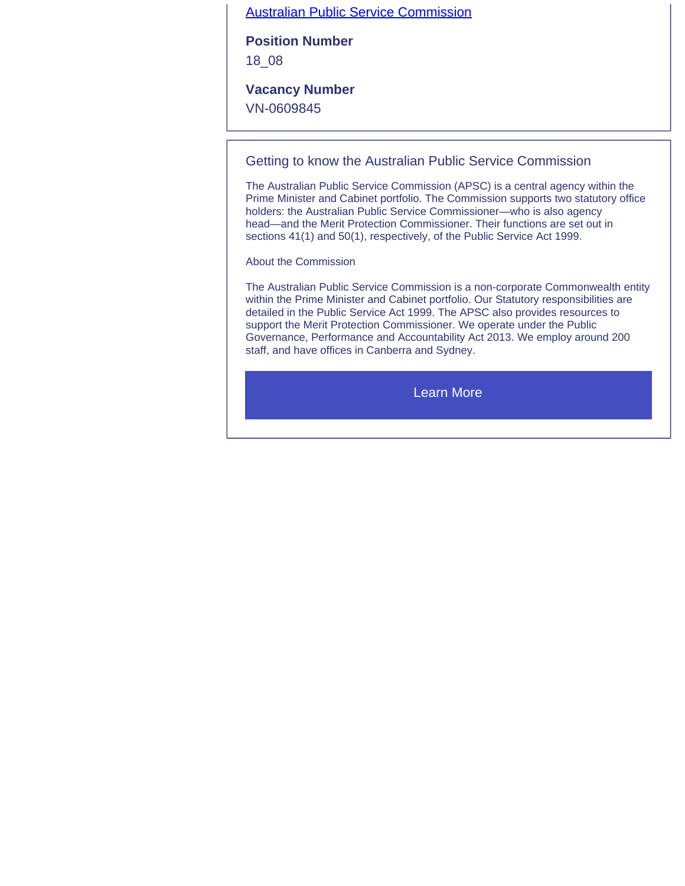[Australian Public Service Commission]

**Position Number**

18_08

**Vacancy Number**

VN-0609845

## Getting to know the Australian Public Service Commission

The Australian Public Service Commission (APSC) is a central agency within the Prime Minister and Cabinet portfolio. The Commission supports two statutory office holders: the Australian Public Service Commissioner—who is also agency head—and the Merit Protection Commissioner. Their functions are set out in sections 41(1) and 50(1), respectively, of the Public Service Act 1999.

About the Commission

The Australian Public Service Commission is a non-corporate Commonwealth entity within the Prime Minister and Cabinet portfolio. Our Statutory responsibilities are detailed in the Public Service Act 1999. The APSC also provides resources to support the Merit Protection Commissioner. We operate under the Public Governance, Performance and Accountability Act 2013. We employ around 200 staff, and have offices in Canberra and Sydney.

Learn More